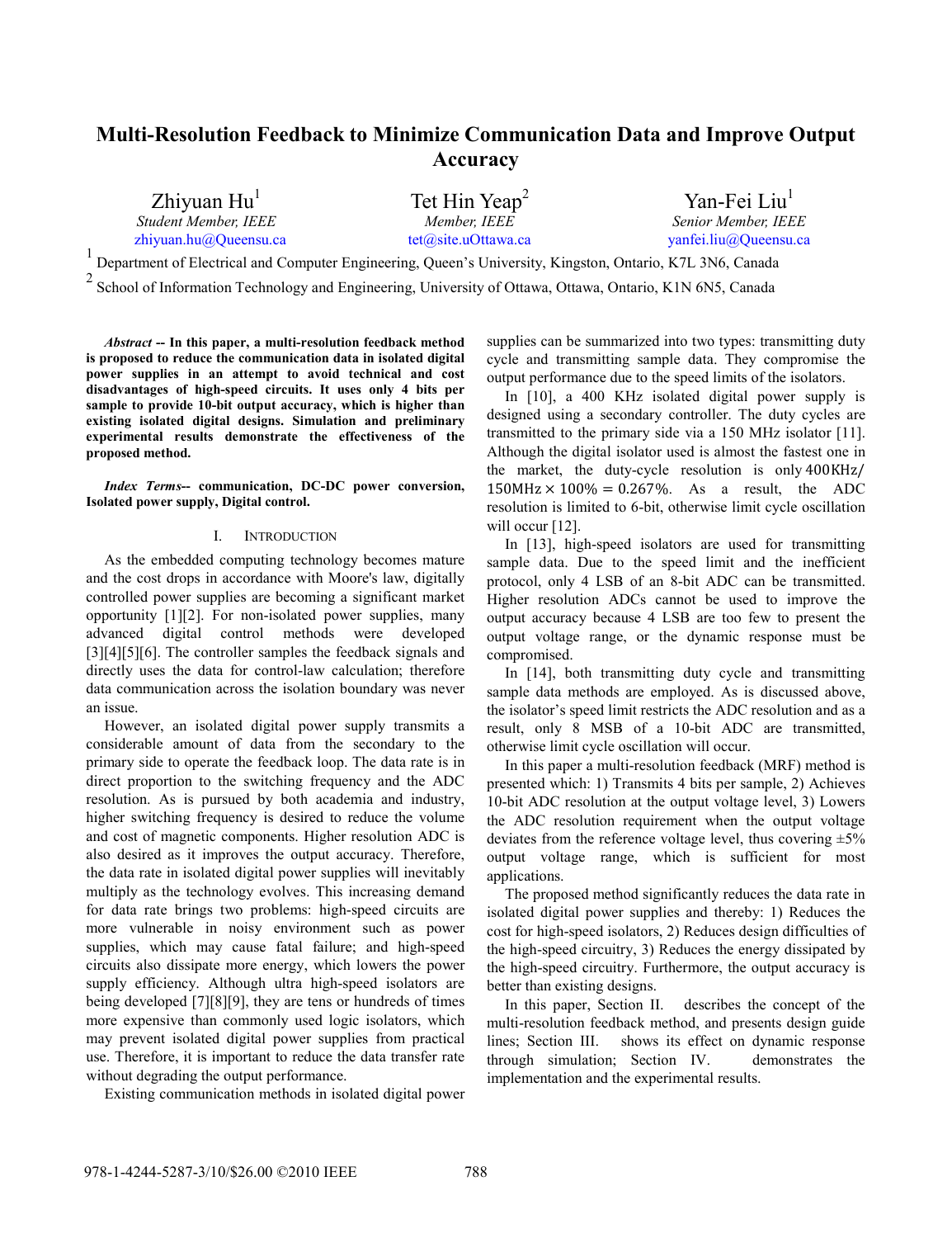# Multi-Resolution Feedback to Minimize Communication Data and Improve Output Accuracy

Zhiyuan Hu[1]
*Student Member, IEEE*
zhiyuan.hu@Queensu.ca

Tet Hin Yeap[2]
*Member, IEEE*
tet@site.uOttawa.ca

Yan-Fei Liu[1]
*Senior Member, IEEE*
yanfei.liu@Queensu.ca

[1] Department of Electrical and Computer Engineering, Queen's University, Kingston, Ontario, K7L 3N6, Canada

[2] School of Information Technology and Engineering, University of Ottawa, Ottawa, Ontario, K1N 6N5, Canada

***Abstract* -- In this paper, a multi-resolution feedback method is proposed to reduce the communication data in isolated digital power supplies in an attempt to avoid technical and cost disadvantages of high-speed circuits. It uses only 4 bits per sample to provide 10-bit output accuracy, which is higher than existing isolated digital designs. Simulation and preliminary experimental results demonstrate the effectiveness of the proposed method.**

***Index Terms*-- communication, DC-DC power conversion, Isolated power supply, Digital control.**

## I. Introduction

As the embedded computing technology becomes mature and the cost drops in accordance with Moore's law, digitally controlled power supplies are becoming a significant market opportunity [1][2]. For non-isolated power supplies, many advanced digital control methods were developed [3][4][5][6]. The controller samples the feedback signals and directly uses the data for control-law calculation; therefore data communication across the isolation boundary was never an issue.

However, an isolated digital power supply transmits a considerable amount of data from the secondary to the primary side to operate the feedback loop. The data rate is in direct proportion to the switching frequency and the ADC resolution. As is pursued by both academia and industry, higher switching frequency is desired to reduce the volume and cost of magnetic components. Higher resolution ADC is also desired as it improves the output accuracy. Therefore, the data rate in isolated digital power supplies will inevitably multiply as the technology evolves. This increasing demand for data rate brings two problems: high-speed circuits are more vulnerable in noisy environment such as power supplies, which may cause fatal failure; and high-speed circuits also dissipate more energy, which lowers the power supply efficiency. Although ultra high-speed isolators are being developed [7][8][9], they are tens or hundreds of times more expensive than commonly used logic isolators, which may prevent isolated digital power supplies from practical use. Therefore, it is important to reduce the data transfer rate without degrading the output performance.

Existing communication methods in isolated digital power supplies can be summarized into two types: transmitting duty cycle and transmitting sample data. They compromise the output performance due to the speed limits of the isolators.

In [10], a 400 KHz isolated digital power supply is designed using a secondary controller. The duty cycles are transmitted to the primary side via a 150 MHz isolator [11]. Although the digital isolator used is almost the fastest one in the market, the duty-cycle resolution is only $400\text{KHz}/150\text{MHz} \times 100\% = 0.267\%$. As a result, the ADC resolution is limited to 6-bit, otherwise limit cycle oscillation will occur [12].

In [13], high-speed isolators are used for transmitting sample data. Due to the speed limit and the inefficient protocol, only 4 LSB of an 8-bit ADC can be transmitted. Higher resolution ADCs cannot be used to improve the output accuracy because 4 LSB are too few to present the output voltage range, or the dynamic response must be compromised.

In [14], both transmitting duty cycle and transmitting sample data methods are employed. As is discussed above, the isolator's speed limit restricts the ADC resolution and as a result, only 8 MSB of a 10-bit ADC are transmitted, otherwise limit cycle oscillation will occur.

In this paper a multi-resolution feedback (MRF) method is presented which: 1) Transmits 4 bits per sample, 2) Achieves 10-bit ADC resolution at the output voltage level, 3) Lowers the ADC resolution requirement when the output voltage deviates from the reference voltage level, thus covering ±5% output voltage range, which is sufficient for most applications.

The proposed method significantly reduces the data rate in isolated digital power supplies and thereby: 1) Reduces the cost for high-speed isolators, 2) Reduces design difficulties of the high-speed circuitry, 3) Reduces the energy dissipated by the high-speed circuitry. Furthermore, the output accuracy is better than existing designs.

In this paper, Section II. describes the concept of the multi-resolution feedback method, and presents design guide lines; Section III. shows its effect on dynamic response through simulation; Section IV. demonstrates the implementation and the experimental results.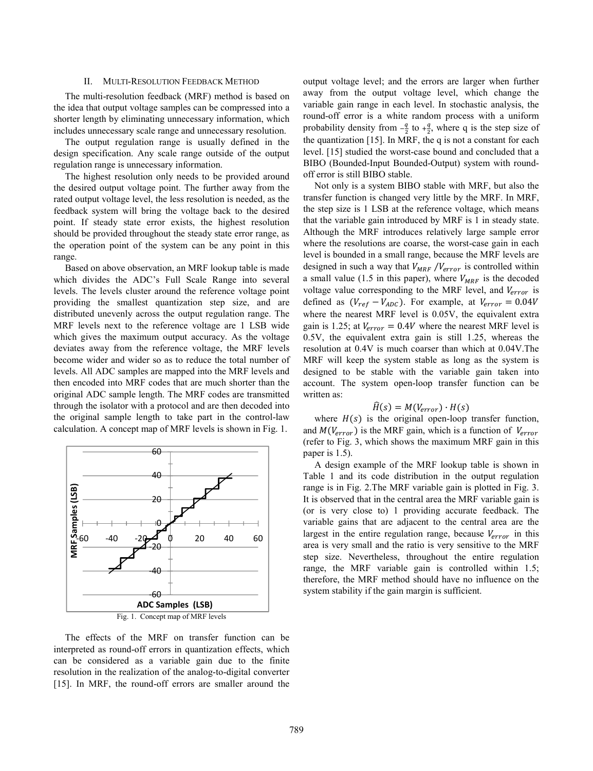## II. Multi-Resolution Feedback Method

The multi-resolution feedback (MRF) method is based on the idea that output voltage samples can be compressed into a shorter length by eliminating unnecessary information, which includes unnecessary scale range and unnecessary resolution.

The output regulation range is usually defined in the design specification. Any scale range outside of the output regulation range is unnecessary information.

The highest resolution only needs to be provided around the desired output voltage point. The further away from the rated output voltage level, the less resolution is needed, as the feedback system will bring the voltage back to the desired point. If steady state error exists, the highest resolution should be provided throughout the steady state error range, as the operation point of the system can be any point in this range.

Based on above observation, an MRF lookup table is made which divides the ADC's Full Scale Range into several levels. The levels cluster around the reference voltage point providing the smallest quantization step size, and are distributed unevenly across the output regulation range. The MRF levels next to the reference voltage are 1 LSB wide which gives the maximum output accuracy. As the voltage deviates away from the reference voltage, the MRF levels become wider and wider so as to reduce the total number of levels. All ADC samples are mapped into the MRF levels and then encoded into MRF codes that are much shorter than the original ADC sample length. The MRF codes are transmitted through the isolator with a protocol and are then decoded into the original sample length to take part in the control-law calculation. A concept map of MRF levels is shown in Fig. 1.

MRF Samples (LSB)
60
40
20
0
-20
-40
-60
-60 -40 -20 0 20 40 60
ADC Samples (LSB)

Fig. 1. Concept map of MRF levels

The effects of the MRF on transfer function can be interpreted as round-off errors in quantization effects, which can be considered as a variable gain due to the finite resolution in the realization of the analog-to-digital converter [15]. In MRF, the round-off errors are smaller around the output voltage level; and the errors are larger when further away from the output voltage level, which change the variable gain range in each level. In stochastic analysis, the round-off error is a white random process with a uniform probability density from $-\frac{q}{2}$ to $+\frac{q}{2}$, where q is the step size of the quantization [15]. In MRF, the q is not a constant for each level. [15] studied the worst-case bound and concluded that a BIBO (Bounded-Input Bounded-Output) system with round-off error is still BIBO stable.

Not only is a system BIBO stable with MRF, but also the transfer function is changed very little by the MRF. In MRF, the step size is 1 LSB at the reference voltage, which means that the variable gain introduced by MRF is 1 in steady state. Although the MRF introduces relatively large sample error where the resolutions are coarse, the worst-case gain in each level is bounded in a small range, because the MRF levels are designed in such a way that $V_{MRF}/V_{error}$ is controlled within a small value (1.5 in this paper), where $V_{MRF}$ is the decoded voltage value corresponding to the MRF level, and $V_{error}$ is defined as $(V_{ref} - V_{ADC})$. For example, at $V_{error} = 0.04V$ where the nearest MRF level is 0.05V, the equivalent extra gain is 1.25; at $V_{error} = 0.4V$ where the nearest MRF level is 0.5V, the equivalent extra gain is still 1.25, whereas the resolution at 0.4V is much coarser than which at 0.04V. The MRF will keep the system stable as long as the system is designed to be stable with the variable gain taken into account. The system open-loop transfer function can be written as:

$$\hat{H}(s) = M(V_{error}) \cdot H(s)$$

where $H(s)$ is the original open-loop transfer function, and $M(V_{error})$ is the MRF gain, which is a function of $V_{error}$ (refer to Fig. 3, which shows the maximum MRF gain in this paper is 1.5).

A design example of the MRF lookup table is shown in Table 1 and its code distribution in the output regulation range is in Fig. 2. The MRF variable gain is plotted in Fig. 3. It is observed that in the central area the MRF variable gain is (or is very close to) 1 providing accurate feedback. The variable gains that are adjacent to the central area are the largest in the entire regulation range, because $V_{error}$ in this area is very small and the ratio is very sensitive to the MRF step size. Nevertheless, throughout the entire regulation range, the MRF variable gain is controlled within 1.5; therefore, the MRF method should have no influence on the system stability if the gain margin is sufficient.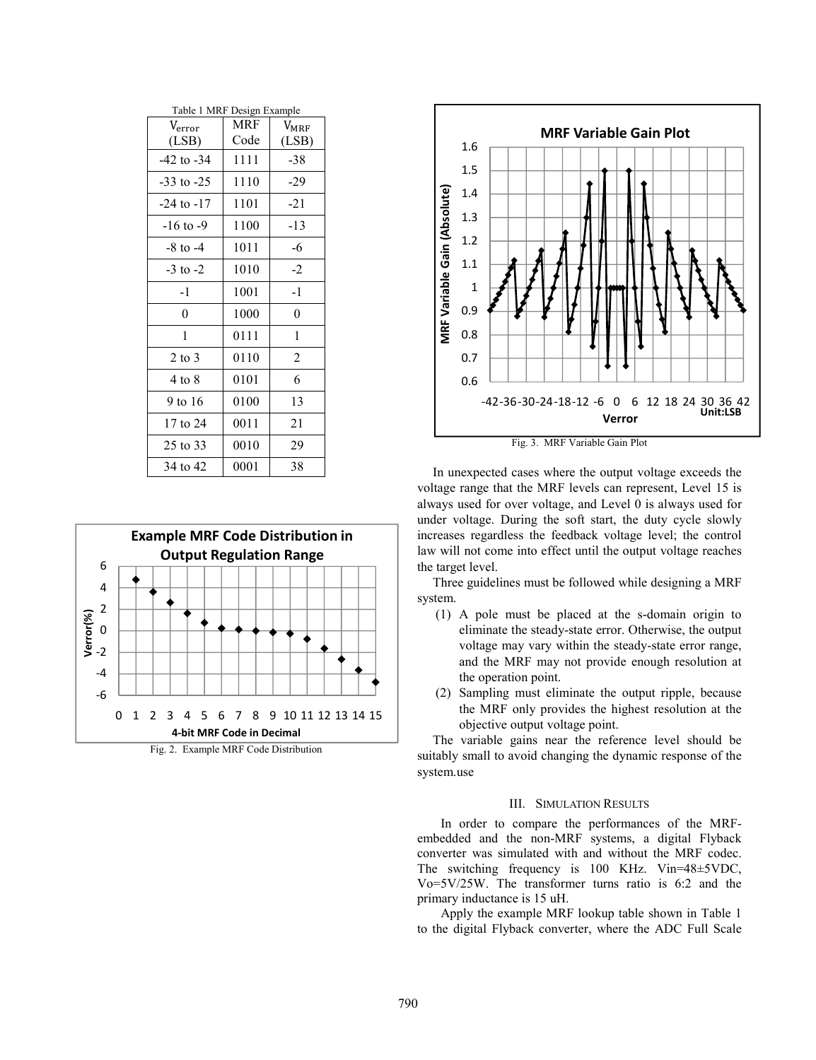Table 1 MRF Design Example

| $V_{error}$ (LSB) | MRF Code | $V_{MRF}$ (LSB) |
|---|---|---|
| -42 to -34 | 1111 | -38 |
| -33 to -25 | 1110 | -29 |
| -24 to -17 | 1101 | -21 |
| -16 to -9 | 1100 | -13 |
| -8 to -4 | 1011 | -6 |
| -3 to -2 | 1010 | -2 |
| -1 | 1001 | -1 |
| 0 | 1000 | 0 |
| 1 | 0111 | 1 |
| 2 to 3 | 0110 | 2 |
| 4 to 8 | 0101 | 6 |
| 9 to 16 | 0100 | 13 |
| 17 to 24 | 0011 | 21 |
| 25 to 33 | 0010 | 29 |
| 34 to 42 | 0001 | 38 |

Fig. 2. Example MRF Code Distribution

Fig. 3. MRF Variable Gain Plot

In unexpected cases where the output voltage exceeds the voltage range that the MRF levels can represent, Level 15 is always used for over voltage, and Level 0 is always used for under voltage. During the soft start, the duty cycle slowly increases regardless the feedback voltage level; the control law will not come into effect until the output voltage reaches the target level.

Three guidelines must be followed while designing a MRF system.

(1) A pole must be placed at the s-domain origin to eliminate the steady-state error. Otherwise, the output voltage may vary within the steady-state error range, and the MRF may not provide enough resolution at the operation point.

(2) Sampling must eliminate the output ripple, because the MRF only provides the highest resolution at the objective output voltage point.

The variable gains near the reference level should be suitably small to avoid changing the dynamic response of the system.use

## III. Simulation Results

In order to compare the performances of the MRF-embedded and the non-MRF systems, a digital Flyback converter was simulated with and without the MRF codec. The switching frequency is 100 KHz. Vin=48±5VDC, Vo=5V/25W. The transformer turns ratio is 6:2 and the primary inductance is 15 uH.

Apply the example MRF lookup table shown in Table 1 to the digital Flyback converter, where the ADC Full Scale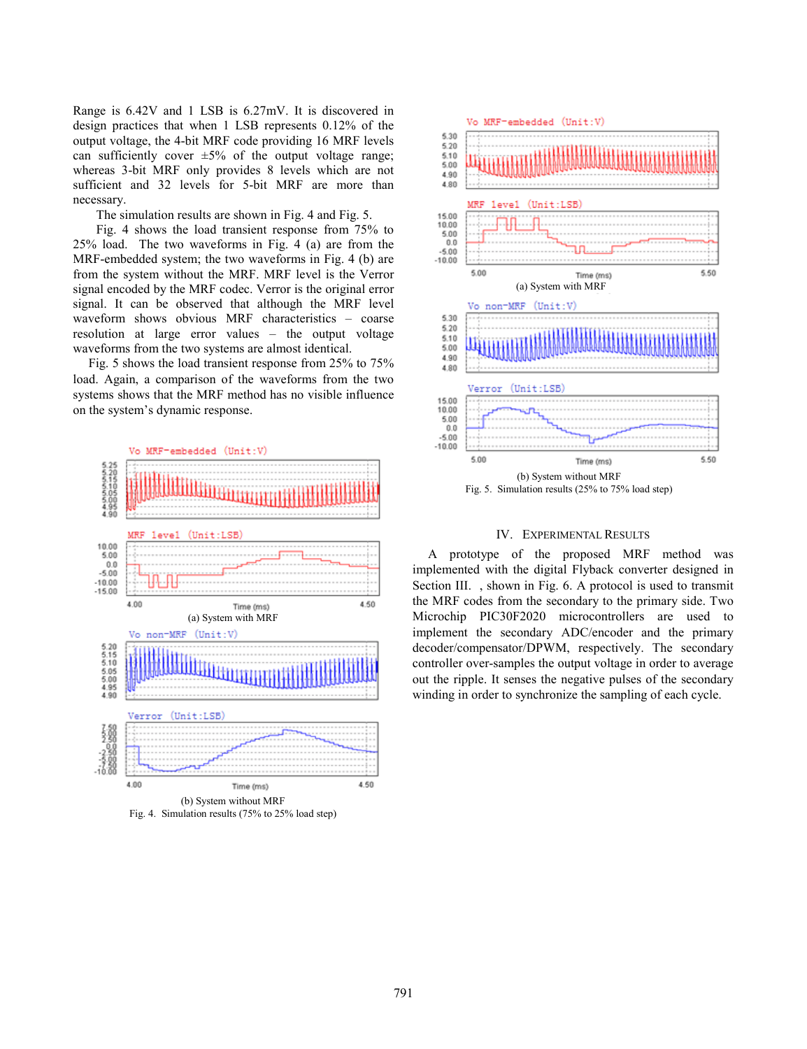Range is 6.42V and 1 LSB is 6.27mV. It is discovered in design practices that when 1 LSB represents 0.12% of the output voltage, the 4-bit MRF code providing 16 MRF levels can sufficiently cover ±5% of the output voltage range; whereas 3-bit MRF only provides 8 levels which are not sufficient and 32 levels for 5-bit MRF are more than necessary.

The simulation results are shown in Fig. 4 and Fig. 5.

Fig. 4 shows the load transient response from 75% to 25% load. The two waveforms in Fig. 4 (a) are from the MRF-embedded system; the two waveforms in Fig. 4 (b) are from the system without the MRF. MRF level is the Verror signal encoded by the MRF codec. Verror is the original error signal. It can be observed that although the MRF level waveform shows obvious MRF characteristics – coarse resolution at large error values – the output voltage waveforms from the two systems are almost identical.

Fig. 5 shows the load transient response from 25% to 75% load. Again, a comparison of the waveforms from the two systems shows that the MRF method has no visible influence on the system's dynamic response.

(a) System with MRF

(b) System without MRF

Fig. 4. Simulation results (75% to 25% load step)

(a) System with MRF

(b) System without MRF

Fig. 5. Simulation results (25% to 75% load step)

## IV. Experimental Results

A prototype of the proposed MRF method was implemented with the digital Flyback converter designed in Section III. , shown in Fig. 6. A protocol is used to transmit the MRF codes from the secondary to the primary side. Two Microchip PIC30F2020 microcontrollers are used to implement the secondary ADC/encoder and the primary decoder/compensator/DPWM, respectively. The secondary controller over-samples the output voltage in order to average out the ripple. It senses the negative pulses of the secondary winding in order to synchronize the sampling of each cycle.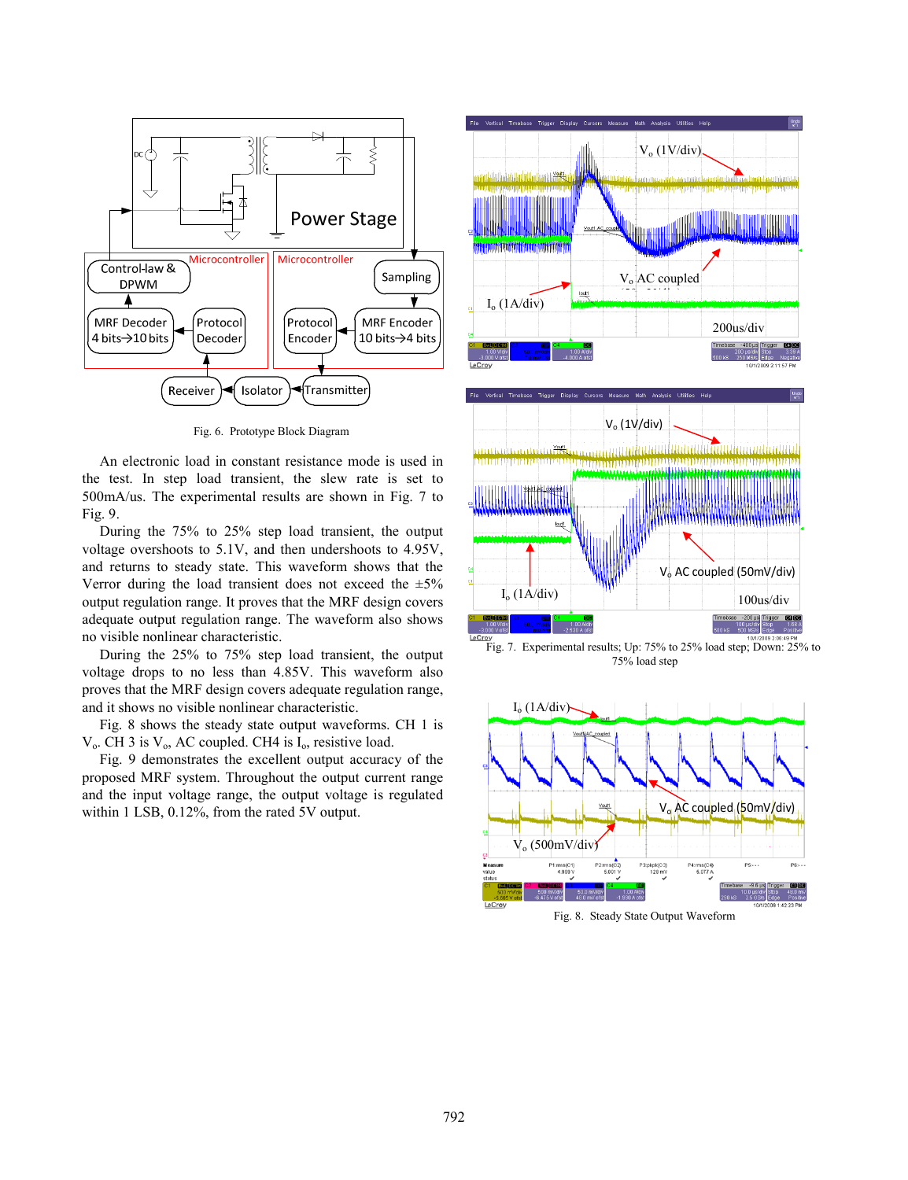Fig. 6. Prototype Block Diagram

An electronic load in constant resistance mode is used in the test. In step load transient, the slew rate is set to 500mA/us. The experimental results are shown in Fig. 7 to Fig. 9.

During the 75% to 25% step load transient, the output voltage overshoots to 5.1V, and then undershoots to 4.95V, and returns to steady state. This waveform shows that the Verror during the load transient does not exceed the ±5% output regulation range. It proves that the MRF design covers adequate output regulation range. The waveform also shows no visible nonlinear characteristic.

During the 25% to 75% step load transient, the output voltage drops to no less than 4.85V. This waveform also proves that the MRF design covers adequate regulation range, and it shows no visible nonlinear characteristic.

Fig. 8 shows the steady state output waveforms. CH 1 is $V_o$. CH 3 is $V_o$, AC coupled. CH4 is $I_o$, resistive load.

Fig. 9 demonstrates the excellent output accuracy of the proposed MRF system. Throughout the output current range and the input voltage range, the output voltage is regulated within 1 LSB, 0.12%, from the rated 5V output.

Fig. 7. Experimental results; Up: 75% to 25% load step; Down: 25% to 75% load step

Fig. 8. Steady State Output Waveform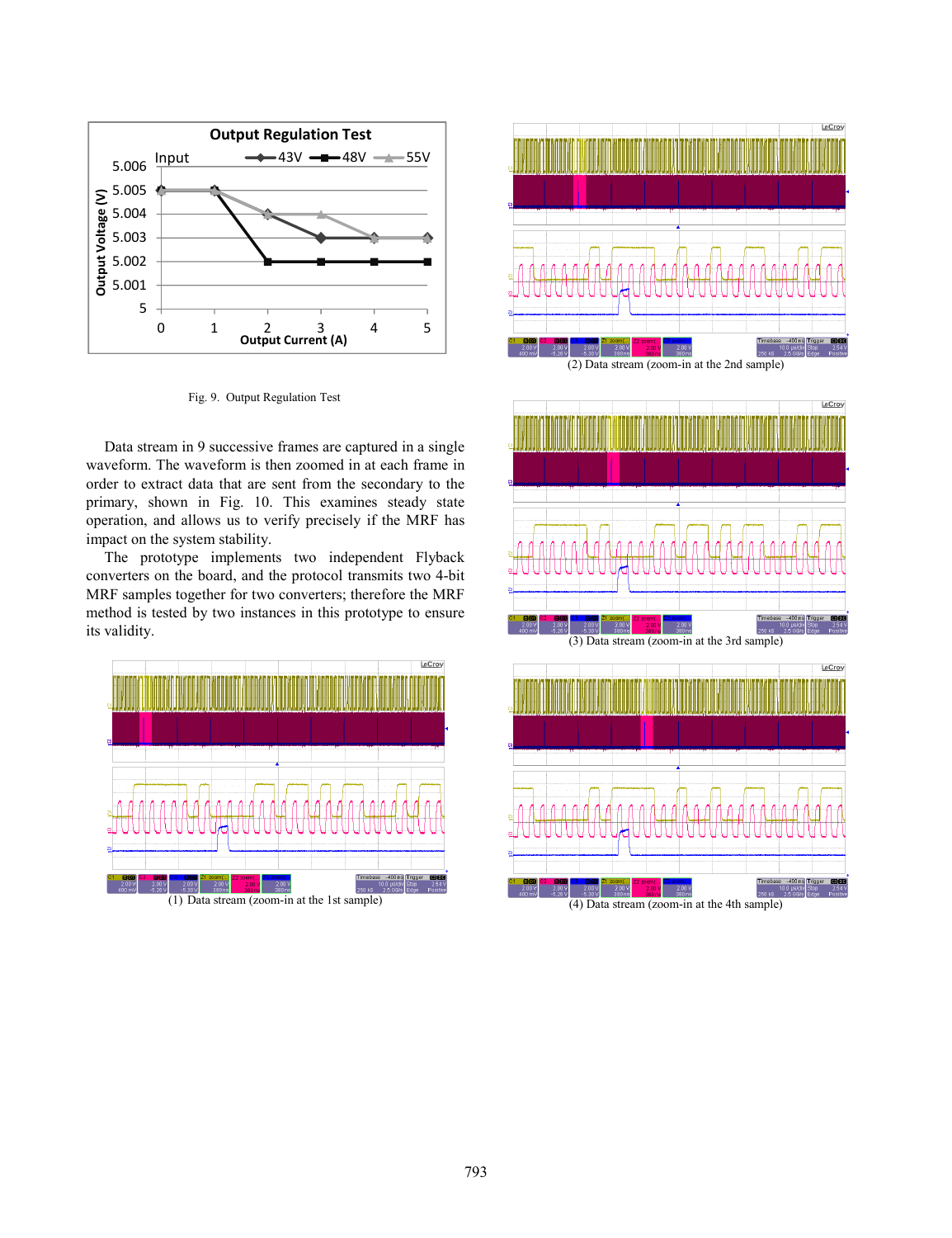Fig. 9. Output Regulation Test

Data stream in 9 successive frames are captured in a single waveform. The waveform is then zoomed in at each frame in order to extract data that are sent from the secondary to the primary, shown in Fig. 10. This examines steady state operation, and allows us to verify precisely if the MRF has impact on the system stability.

The prototype implements two independent Flyback converters on the board, and the protocol transmits two 4-bit MRF samples together for two converters; therefore the MRF method is tested by two instances in this prototype to ensure its validity.

(1) Data stream (zoom-in at the 1st sample)

(2) Data stream (zoom-in at the 2nd sample)

(3) Data stream (zoom-in at the 3rd sample)

(4) Data stream (zoom-in at the 4th sample)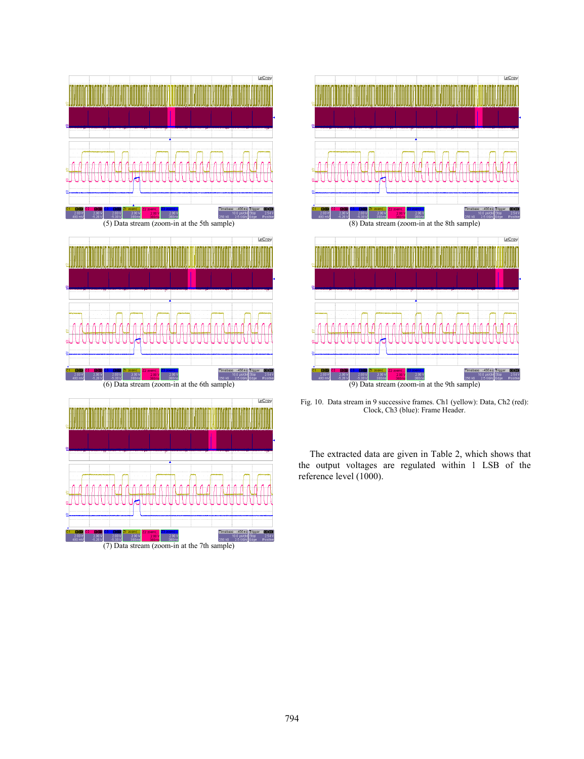(5) Data stream (zoom-in at the 5th sample)

(8) Data stream (zoom-in at the 8th sample)

(6) Data stream (zoom-in at the 6th sample)

(9) Data stream (zoom-in at the 9th sample)

(7) Data stream (zoom-in at the 7th sample)

Fig. 10. Data stream in 9 successive frames. Ch1 (yellow): Data, Ch2 (red): Clock, Ch3 (blue): Frame Header.

The extracted data are given in Table 2, which shows that the output voltages are regulated within 1 LSB of the reference level (1000).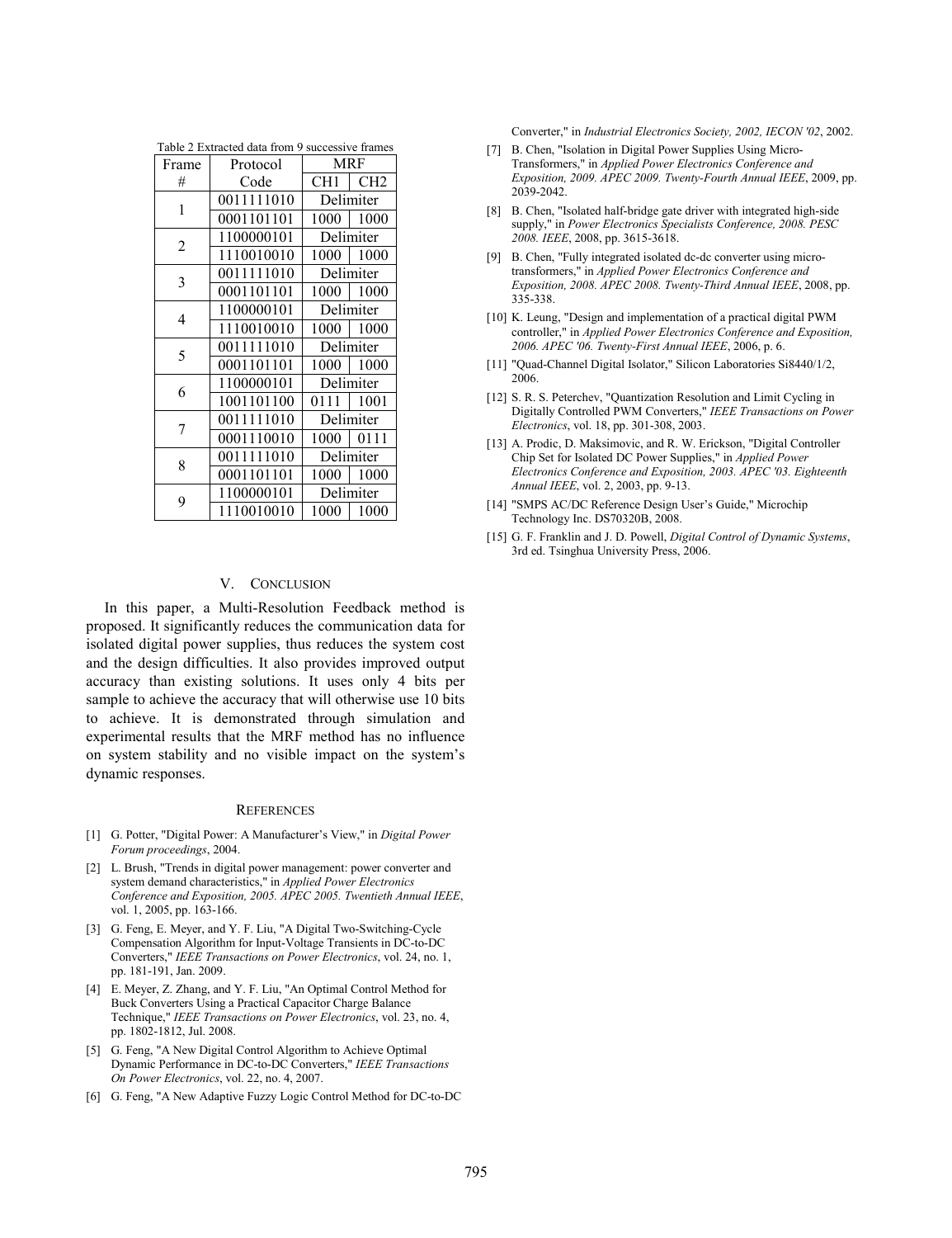Table 2 Extracted data from 9 successive frames

| Frame # | Protocol Code | MRF | |
|---|---|---|---|
| | | CH1 | CH2 |
| 1 | 0011111010 | Delimiter | |
| | 0001101101 | 1000 | 1000 |
| 2 | 1100000101 | Delimiter | |
| | 1110010010 | 1000 | 1000 |
| 3 | 0011111010 | Delimiter | |
| | 0001101101 | 1000 | 1000 |
| 4 | 1100000101 | Delimiter | |
| | 1110010010 | 1000 | 1000 |
| 5 | 0011111010 | Delimiter | |
| | 0001101101 | 1000 | 1000 |
| 6 | 1100000101 | Delimiter | |
| | 1001101100 | 0111 | 1001 |
| 7 | 0011111010 | Delimiter | |
| | 0001110010 | 1000 | 0111 |
| 8 | 0011111010 | Delimiter | |
| | 0001101101 | 1000 | 1000 |
| 9 | 1100000101 | Delimiter | |
| | 1110010010 | 1000 | 1000 |

## V. Conclusion

In this paper, a Multi-Resolution Feedback method is proposed. It significantly reduces the communication data for isolated digital power supplies, thus reduces the system cost and the design difficulties. It also provides improved output accuracy than existing solutions. It uses only 4 bits per sample to achieve the accuracy that will otherwise use 10 bits to achieve. It is demonstrated through simulation and experimental results that the MRF method has no influence on system stability and no visible impact on the system's dynamic responses.

## References

[1] G. Potter, "Digital Power: A Manufacturer's View," in *Digital Power Forum proceedings*, 2004.

[2] L. Brush, "Trends in digital power management: power converter and system demand characteristics," in *Applied Power Electronics Conference and Exposition, 2005. APEC 2005. Twentieth Annual IEEE*, vol. 1, 2005, pp. 163-166.

[3] G. Feng, E. Meyer, and Y. F. Liu, "A Digital Two-Switching-Cycle Compensation Algorithm for Input-Voltage Transients in DC-to-DC Converters," *IEEE Transactions on Power Electronics*, vol. 24, no. 1, pp. 181-191, Jan. 2009.

[4] E. Meyer, Z. Zhang, and Y. F. Liu, "An Optimal Control Method for Buck Converters Using a Practical Capacitor Charge Balance Technique," *IEEE Transactions on Power Electronics*, vol. 23, no. 4, pp. 1802-1812, Jul. 2008.

[5] G. Feng, "A New Digital Control Algorithm to Achieve Optimal Dynamic Performance in DC-to-DC Converters," *IEEE Transactions On Power Electronics*, vol. 22, no. 4, 2007.

[6] G. Feng, "A New Adaptive Fuzzy Logic Control Method for DC-to-DC Converter," in *Industrial Electronics Society, 2002, IECON '02*, 2002.

[7] B. Chen, "Isolation in Digital Power Supplies Using Micro-Transformers," in *Applied Power Electronics Conference and Exposition, 2009. APEC 2009. Twenty-Fourth Annual IEEE*, 2009, pp. 2039-2042.

[8] B. Chen, "Isolated half-bridge gate driver with integrated high-side supply," in *Power Electronics Specialists Conference, 2008. PESC 2008. IEEE*, 2008, pp. 3615-3618.

[9] B. Chen, "Fully integrated isolated dc-dc converter using micro-transformers," in *Applied Power Electronics Conference and Exposition, 2008. APEC 2008. Twenty-Third Annual IEEE*, 2008, pp. 335-338.

[10] K. Leung, "Design and implementation of a practical digital PWM controller," in *Applied Power Electronics Conference and Exposition, 2006. APEC '06. Twenty-First Annual IEEE*, 2006, p. 6.

[11] "Quad-Channel Digital Isolator," Silicon Laboratories Si8440/1/2, 2006.

[12] S. R. S. Peterchev, "Quantization Resolution and Limit Cycling in Digitally Controlled PWM Converters," *IEEE Transactions on Power Electronics*, vol. 18, pp. 301-308, 2003.

[13] A. Prodic, D. Maksimovic, and R. W. Erickson, "Digital Controller Chip Set for Isolated DC Power Supplies," in *Applied Power Electronics Conference and Exposition, 2003. APEC '03. Eighteenth Annual IEEE*, vol. 2, 2003, pp. 9-13.

[14] "SMPS AC/DC Reference Design User's Guide," Microchip Technology Inc. DS70320B, 2008.

[15] G. F. Franklin and J. D. Powell, *Digital Control of Dynamic Systems*, 3rd ed. Tsinghua University Press, 2006.